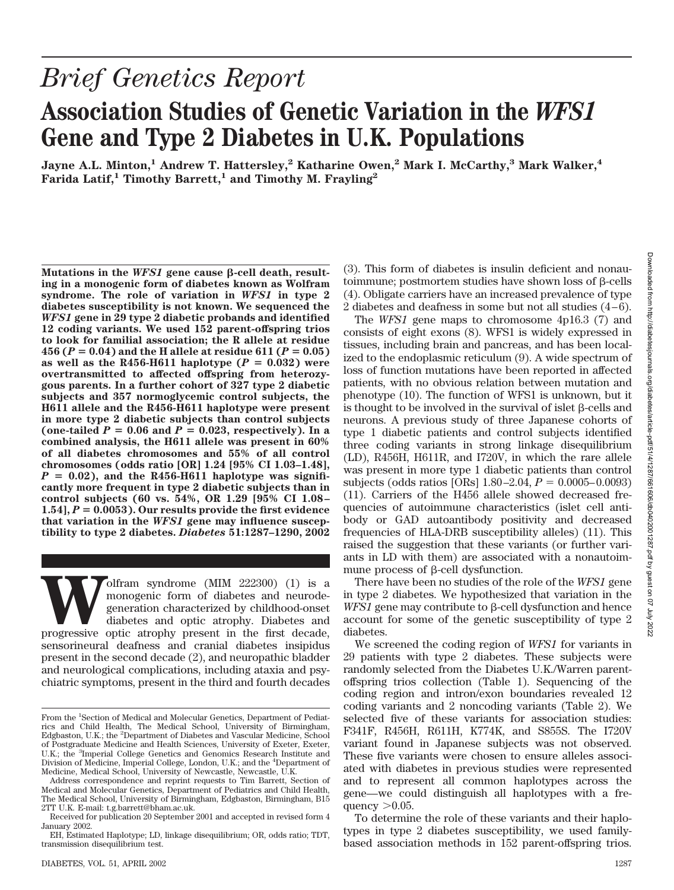# *Brief Genetics Report*

# Association Studies of Genetic Variation in the *WFS1* Gene and Type 2 Diabetes in U.K. Populations

**Jayne A.L. Minton,[1] Andrew T. Hattersley,[2] Katharine Owen,[2] Mark I. McCarthy,[3] Mark Walker,[4] Farida Latif,[1] Timothy Barrett,[1] and Timothy M. Frayling[2]**

**Mutations in the *WFS1* gene cause β-cell death, resulting in a monogenic form of diabetes known as Wolfram syndrome. The role of variation in *WFS1* in type 2 diabetes susceptibility is not known. We sequenced the *WFS1* gene in 29 type 2 diabetic probands and identified 12 coding variants. We used 152 parent-offspring trios to look for familial association; the R allele at residue 456 ($P = 0.04$) and the H allele at residue 611 ($P = 0.05$) as well as the R456-H611 haplotype ($P = 0.032$) were overtransmitted to affected offspring from heterozygous parents. In a further cohort of 327 type 2 diabetic subjects and 357 normoglycemic control subjects, the H611 allele and the R456-H611 haplotype were present in more type 2 diabetic subjects than control subjects (one-tailed $P = 0.06$ and $P = 0.023$, respectively). In a combined analysis, the H611 allele was present in 60% of all diabetes chromosomes and 55% of all control chromosomes (odds ratio [OR] 1.24 [95% CI 1.03–1.48], $P = 0.02$), and the R456-H611 haplotype was significantly more frequent in type 2 diabetic subjects than in control subjects (60 vs. 54%, OR 1.29 [95% CI 1.08–1.54], $P = 0.0053$). Our results provide the first evidence that variation in the *WFS1* gene may influence susceptibility to type 2 diabetes. *Diabetes* 51:1287–1290, 2002**

Wolfram syndrome (MIM 222300) (1) is a monogenic form of diabetes and neurodegeneration characterized by childhood-onset diabetes and optic atrophy. Diabetes and progressive optic atrophy present in the first decade, sensorineural deafness and cranial diabetes insipidus present in the second decade (2), and neuropathic bladder and neurological complications, including ataxia and psychiatric symptoms, present in the third and fourth decades (3). This form of diabetes is insulin deficient and nonautoimmune; postmortem studies have shown loss of β-cells (4). Obligate carriers have an increased prevalence of type 2 diabetes and deafness in some but not all studies (4–6).

The *WFS1* gene maps to chromosome 4p16.3 (7) and consists of eight exons (8). WFS1 is widely expressed in tissues, including brain and pancreas, and has been localized to the endoplasmic reticulum (9). A wide spectrum of loss of function mutations have been reported in affected patients, with no obvious relation between mutation and phenotype (10). The function of WFS1 is unknown, but it is thought to be involved in the survival of islet β-cells and neurons. A previous study of three Japanese cohorts of type 1 diabetic patients and control subjects identified three coding variants in strong linkage disequilibrium (LD), R456H, H611R, and I720V, in which the rare allele was present in more type 1 diabetic patients than control subjects (odds ratios [ORs] 1.80–2.04, $P = 0.0005–0.0093$) (11). Carriers of the H456 allele showed decreased frequencies of autoimmune characteristics (islet cell antibody or GAD autoantibody positivity and decreased frequencies of HLA-DRB susceptibility alleles) (11). This raised the suggestion that these variants (or further variants in LD with them) are associated with a nonautoimmune process of β-cell dysfunction.

There have been no studies of the role of the *WFS1* gene in type 2 diabetes. We hypothesized that variation in the *WFS1* gene may contribute to β-cell dysfunction and hence account for some of the genetic susceptibility of type 2 diabetes.

We screened the coding region of *WFS1* for variants in 29 patients with type 2 diabetes. These subjects were randomly selected from the Diabetes U.K./Warren parent-offspring trios collection (Table 1). Sequencing of the coding region and intron/exon boundaries revealed 12 coding variants and 2 noncoding variants (Table 2). We selected five of these variants for association studies: F341F, R456H, R611H, K774K, and S855S. The I720V variant found in Japanese subjects was not observed. These five variants were chosen to ensure alleles associated with diabetes in previous studies were represented and to represent all common haplotypes across the gene—we could distinguish all haplotypes with a frequency >0.05.

To determine the role of these variants and their haplotypes in type 2 diabetes susceptibility, we used family-based association methods in 152 parent-offspring trios.

From the [1]Section of Medical and Molecular Genetics, Department of Pediatrics and Child Health, The Medical School, University of Birmingham, Edgbaston, U.K.; the [2]Department of Diabetes and Vascular Medicine, School of Postgraduate Medicine and Health Sciences, University of Exeter, Exeter, U.K.; the [3]Imperial College Genetics and Genomics Research Institute and Division of Medicine, Imperial College, London, U.K.; and the [4]Department of Medicine, Medical School, University of Newcastle, Newcastle, U.K.

Address correspondence and reprint requests to Tim Barrett, Section of Medical and Molecular Genetics, Department of Pediatrics and Child Health, The Medical School, University of Birmingham, Edgbaston, Birmingham, B15 2TT U.K. E-mail: t.g.barrett@bham.ac.uk.

Received for publication 20 September 2001 and accepted in revised form 4 January 2002.

EH, Estimated Haplotype; LD, linkage disequilibrium; OR, odds ratio; TDT, transmission disequilibrium test.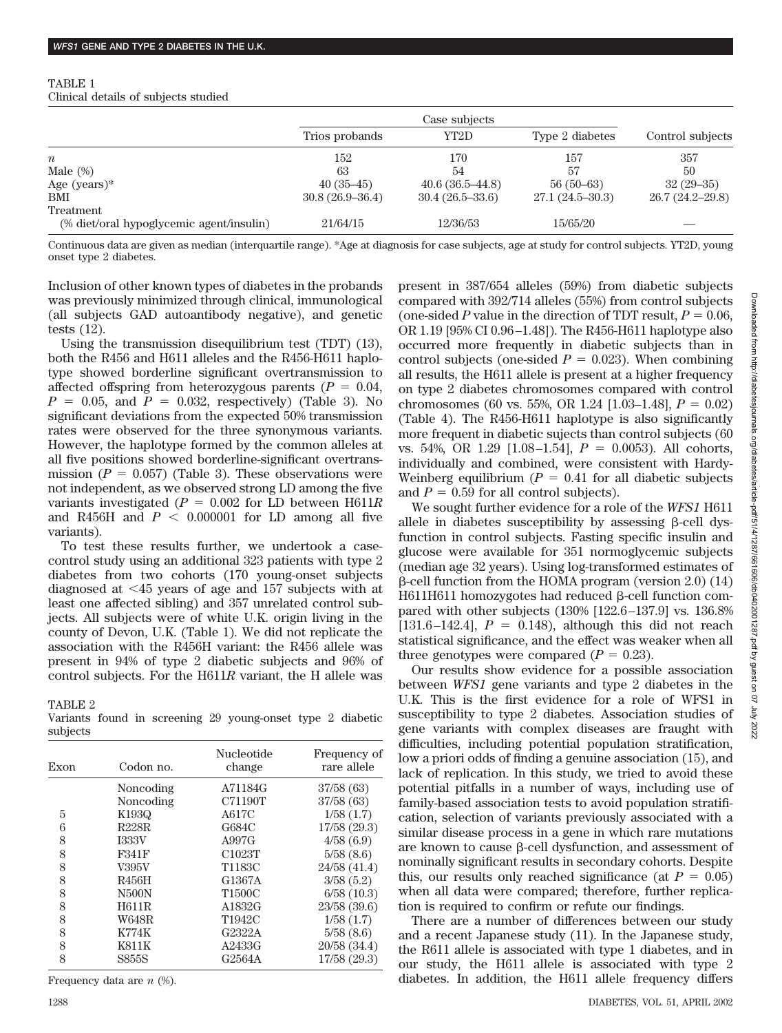TABLE 1
Clinical details of subjects studied

| | Case subjects | | | Control subjects |
|---|---|---|---|---|
| | Trios probands | YT2D | Type 2 diabetes | |
| $n$ | 152 | 170 | 157 | 357 |
| Male (%) | 63 | 54 | 57 | 50 |
| Age (years)* | 40 (35–45) | 40.6 (36.5–44.8) | 56 (50–63) | 32 (29–35) |
| BMI | 30.8 (26.9–36.4) | 30.4 (26.5–33.6) | 27.1 (24.5–30.3) | 26.7 (24.2–29.8) |
| Treatment (% diet/oral hypoglycemic agent/insulin) | 21/64/15 | 12/36/53 | 15/65/20 | — |

Continuous data are given as median (interquartile range). *Age at diagnosis for case subjects, age at study for control subjects. YT2D, young onset type 2 diabetes.

Inclusion of other known types of diabetes in the probands was previously minimized through clinical, immunological (all subjects GAD autoantibody negative), and genetic tests (12).

Using the transmission disequilibrium test (TDT) (13), both the R456 and H611 alleles and the R456-H611 haplotype showed borderline significant overtransmission to affected offspring from heterozygous parents ($P = 0.04$, $P = 0.05$, and $P = 0.032$, respectively) (Table 3). No significant deviations from the expected 50% transmission rates were observed for the three synonymous variants. However, the haplotype formed by the common alleles at all five positions showed borderline-significant overtransmission ($P = 0.057$) (Table 3). These observations were not independent, as we observed strong LD among the five variants investigated ($P = 0.002$ for LD between H611*R* and R456H and $P < 0.000001$ for LD among all five variants).

To test these results further, we undertook a case-control study using an additional 323 patients with type 2 diabetes from two cohorts (170 young-onset subjects diagnosed at <45 years of age and 157 subjects with at least one affected sibling) and 357 unrelated control subjects. All subjects were of white U.K. origin living in the county of Devon, U.K. (Table 1). We did not replicate the association with the R456H variant: the R456 allele was present in 94% of type 2 diabetic subjects and 96% of control subjects. For the H611*R* variant, the H allele was present in 387/654 alleles (59%) from diabetic subjects compared with 392/714 alleles (55%) from control subjects (one-sided *P* value in the direction of TDT result, $P = 0.06$, OR 1.19 [95% CI 0.96–1.48]). The R456-H611 haplotype also occurred more frequently in diabetic subjects than in control subjects (one-sided $P = 0.023$). When combining all results, the H611 allele is present at a higher frequency on type 2 diabetes chromosomes compared with control chromosomes (60 vs. 55%, OR 1.24 [1.03–1.48], $P = 0.02$) (Table 4). The R456-H611 haplotype is also significantly more frequent in diabetic sujects than control subjects (60 vs. 54%, OR 1.29 [1.08–1.54], $P = 0.0053$). All cohorts, individually and combined, were consistent with Hardy-Weinberg equilibrium ($P = 0.41$ for all diabetic subjects and $P = 0.59$ for all control subjects).

TABLE 2
Variants found in screening 29 young-onset type 2 diabetic subjects

| Exon | Codon no. | Nucleotide change | Frequency of rare allele |
|---|---|---|---|
| | Noncoding | A71184G | 37/58 (63) |
| | Noncoding | C71190T | 37/58 (63) |
| 5 | K193Q | A617C | 1/58 (1.7) |
| 6 | R228R | G684C | 17/58 (29.3) |
| 8 | I333V | A997G | 4/58 (6.9) |
| 8 | F341F | C1023T | 5/58 (8.6) |
| 8 | V395V | T1183C | 24/58 (41.4) |
| 8 | R456H | G1367A | 3/58 (5.2) |
| 8 | N500N | T1500C | 6/58 (10.3) |
| 8 | H611R | A1832G | 23/58 (39.6) |
| 8 | W648R | T1942C | 1/58 (1.7) |
| 8 | K774K | G2322A | 5/58 (8.6) |
| 8 | K811K | A2433G | 20/58 (34.4) |
| 8 | S855S | G2564A | 17/58 (29.3) |

Frequency data are $n$ (%).

We sought further evidence for a role of the *WFS1* H611 allele in diabetes susceptibility by assessing β-cell dysfunction in control subjects. Fasting specific insulin and glucose were available for 351 normoglycemic subjects (median age 32 years). Using log-transformed estimates of β-cell function from the HOMA program (version 2.0) (14) H611H611 homozygotes had reduced β-cell function compared with other subjects (130% [122.6–137.9] vs. 136.8% [131.6–142.4], $P = 0.148$), although this did not reach statistical significance, and the effect was weaker when all three genotypes were compared ($P = 0.23$).

Our results show evidence for a possible association between *WFS1* gene variants and type 2 diabetes in the U.K. This is the first evidence for a role of WFS1 in susceptibility to type 2 diabetes. Association studies of gene variants with complex diseases are fraught with difficulties, including potential population stratification, low a priori odds of finding a genuine association (15), and lack of replication. In this study, we tried to avoid these potential pitfalls in a number of ways, including use of family-based association tests to avoid population stratification, selection of variants previously associated with a similar disease process in a gene in which rare mutations are known to cause β-cell dysfunction, and assessment of nominally significant results in secondary cohorts. Despite this, our results only reached significance (at $P = 0.05$) when all data were compared; therefore, further replication is required to confirm or refute our findings.

There are a number of differences between our study and a recent Japanese study (11). In the Japanese study, the R611 allele is associated with type 1 diabetes, and in our study, the H611 allele is associated with type 2 diabetes. In addition, the H611 allele frequency differs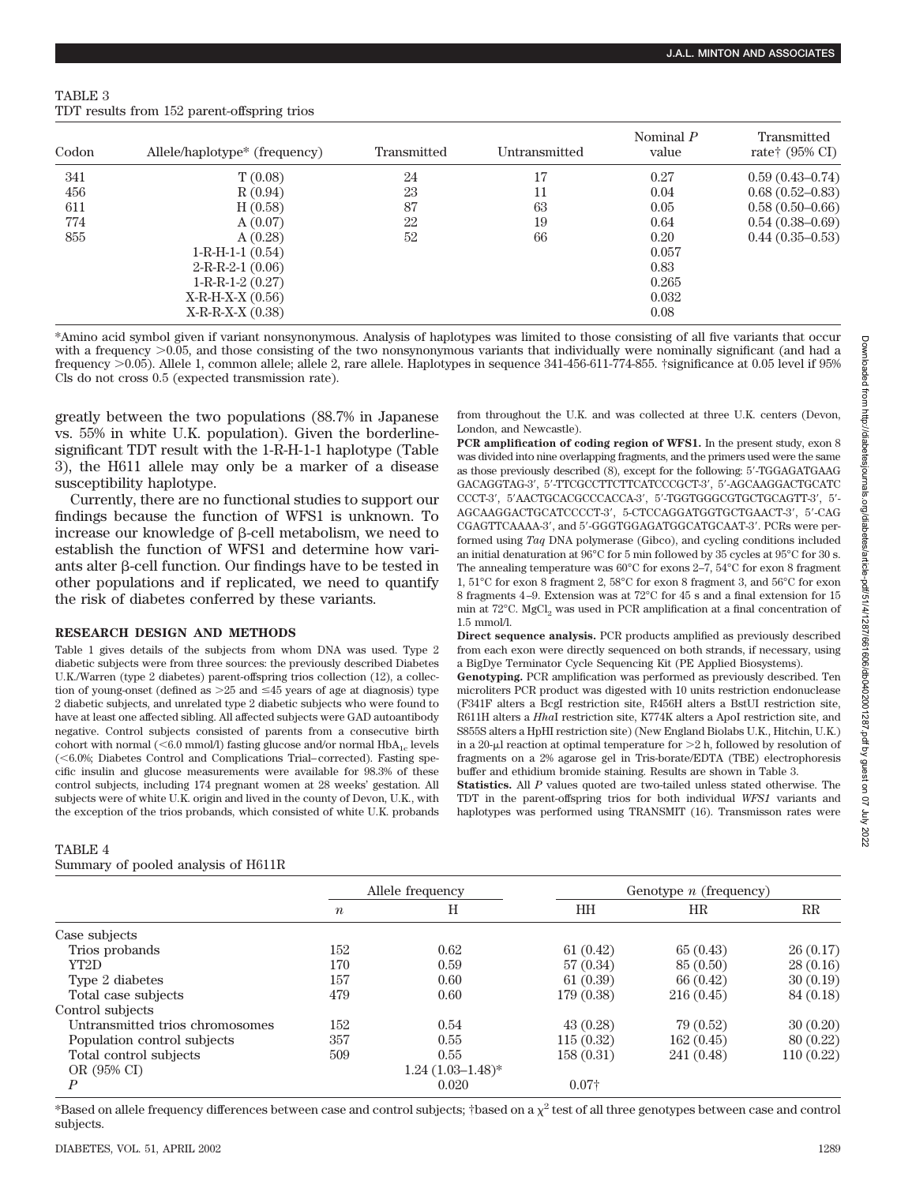TABLE 3
TDT results from 152 parent-offspring trios

| Codon | Allele/haplotype* (frequency) | Transmitted | Untransmitted | Nominal $P$ value | Transmitted rate† (95% CI) |
|---|---|---|---|---|---|
| 341 | T (0.08) | 24 | 17 | 0.27 | 0.59 (0.43–0.74) |
| 456 | R (0.94) | 23 | 11 | 0.04 | 0.68 (0.52–0.83) |
| 611 | H (0.58) | 87 | 63 | 0.05 | 0.58 (0.50–0.66) |
| 774 | A (0.07) | 22 | 19 | 0.64 | 0.54 (0.38–0.69) |
| 855 | A (0.28) | 52 | 66 | 0.20 | 0.44 (0.35–0.53) |
| | 1-R-H-1-1 (0.54) | | | 0.057 | |
| | 2-R-R-2-1 (0.06) | | | 0.83 | |
| | 1-R-R-1-2 (0.27) | | | 0.265 | |
| | X-R-H-X-X (0.56) | | | 0.032 | |
| | X-R-R-X-X (0.38) | | | 0.08 | |

*Amino acid symbol given if variant nonsynonymous. Analysis of haplotypes was limited to those consisting of all five variants that occur with a frequency >0.05, and those consisting of the two nonsynonymous variants that individually were nominally significant (and had a frequency >0.05). Allele 1, common allele; allele 2, rare allele. Haplotypes in sequence 341-456-611-774-855. †significance at 0.05 level if 95% CIs do not cross 0.5 (expected transmission rate).

greatly between the two populations (88.7% in Japanese vs. 55% in white U.K. population). Given the borderline-significant TDT result with the 1-R-H-1-1 haplotype (Table 3), the H611 allele may only be a marker of a disease susceptibility haplotype.

Currently, there are no functional studies to support our findings because the function of WFS1 is unknown. To increase our knowledge of β-cell metabolism, we need to establish the function of WFS1 and determine how variants alter β-cell function. Our findings have to be tested in other populations and if replicated, we need to quantify the risk of diabetes conferred by these variants.

## RESEARCH DESIGN AND METHODS

Table 1 gives details of the subjects from whom DNA was used. Type 2 diabetic subjects were from three sources: the previously described Diabetes U.K./Warren (type 2 diabetes) parent-offspring trios collection (12), a collection of young-onset (defined as >25 and ≤45 years of age at diagnosis) type 2 diabetic subjects, and unrelated type 2 diabetic subjects who were found to have at least one affected sibling. All affected subjects were GAD autoantibody negative. Control subjects consisted of parents from a consecutive birth cohort with normal (<6.0 mmol/l) fasting glucose and/or normal $HbA_{1c}$ levels (<6.0%; Diabetes Control and Complications Trial–corrected). Fasting specific insulin and glucose measurements were available for 98.3% of these control subjects, including 174 pregnant women at 28 weeks' gestation. All subjects were of white U.K. origin and lived in the county of Devon, U.K., with the exception of the trios probands, which consisted of white U.K. probands from throughout the U.K. and was collected at three U.K. centers (Devon, London, and Newcastle).

**PCR amplification of coding region of WFS1.** In the present study, exon 8 was divided into nine overlapping fragments, and the primers used were the same as those previously described (8), except for the following: 5′-TGGAGATGAAG GACAGGTAG-3′, 5′-TTCGCCTTCTTCATCCCGCT-3′, 5′-AGCAAGGACTGCATC CCCT-3′, 5′AACTGCACGCCCACCA-3′, 5′-TGGTGGGCGTGCTGCAGTT-3′, 5′-AGCAAGGACTGCATCCCCT-3′, 5-CTCCAGGATGGTGCTGAACT-3′, 5′-CAG CGAGTTCAAAA-3′, and 5′-GGGTGGAGATGGCATGCAAT-3′. PCRs were performed using *Taq* DNA polymerase (Gibco), and cycling conditions included an initial denaturation at 96°C for 5 min followed by 35 cycles at 95°C for 30 s. The annealing temperature was 60°C for exons 2–7, 54°C for exon 8 fragment 1, 51°C for exon 8 fragment 2, 58°C for exon 8 fragment 3, and 56°C for exon 8 fragments 4–9. Extension was at 72°C for 45 s and a final extension for 15 min at 72°C. $MgCl_2$ was used in PCR amplification at a final concentration of 1.5 mmol/l.

**Direct sequence analysis.** PCR products amplified as previously described from each exon were directly sequenced on both strands, if necessary, using a BigDye Terminator Cycle Sequencing Kit (PE Applied Biosystems).

**Genotyping.** PCR amplification was performed as previously described. Ten microliters PCR product was digested with 10 units restriction endonuclease (F341F alters a BcgI restriction site, R456H alters a BstUI restriction site, R611H alters a *Hha*I restriction site, K774K alters a ApoI restriction site, and S855S alters a HpHI restriction site) (New England Biolabs U.K., Hitchin, U.K.) in a 20-μl reaction at optimal temperature for >2 h, followed by resolution of fragments on a 2% agarose gel in Tris-borate/EDTA (TBE) electrophoresis buffer and ethidium bromide staining. Results are shown in Table 3.

**Statistics.** All $P$ values quoted are two-tailed unless stated otherwise. The TDT in the parent-offspring trios for both individual *WFS1* variants and haplotypes was performed using TRANSMIT (16). Transmisson rates were

TABLE 4
Summary of pooled analysis of H611R

| | Allele frequency | | Genotype $n$ (frequency) | | |
|---|---|---|---|---|---|
| | $n$ | H | HH | HR | RR |
| Case subjects | | | | | |
| Trios probands | 152 | 0.62 | 61 (0.42) | 65 (0.43) | 26 (0.17) |
| YT2D | 170 | 0.59 | 57 (0.34) | 85 (0.50) | 28 (0.16) |
| Type 2 diabetes | 157 | 0.60 | 61 (0.39) | 66 (0.42) | 30 (0.19) |
| Total case subjects | 479 | 0.60 | 179 (0.38) | 216 (0.45) | 84 (0.18) |
| Control subjects | | | | | |
| Untransmitted trios chromosomes | 152 | 0.54 | 43 (0.28) | 79 (0.52) | 30 (0.20) |
| Population control subjects | 357 | 0.55 | 115 (0.32) | 162 (0.45) | 80 (0.22) |
| Total control subjects | 509 | 0.55 | 158 (0.31) | 241 (0.48) | 110 (0.22) |
| OR (95% CI) | | 1.24 (1.03–1.48)* | | | |
| $P$ | | 0.020 | 0.07† | | |

*Based on allele frequency differences between case and control subjects; †based on a $\chi^2$ test of all three genotypes between case and control subjects.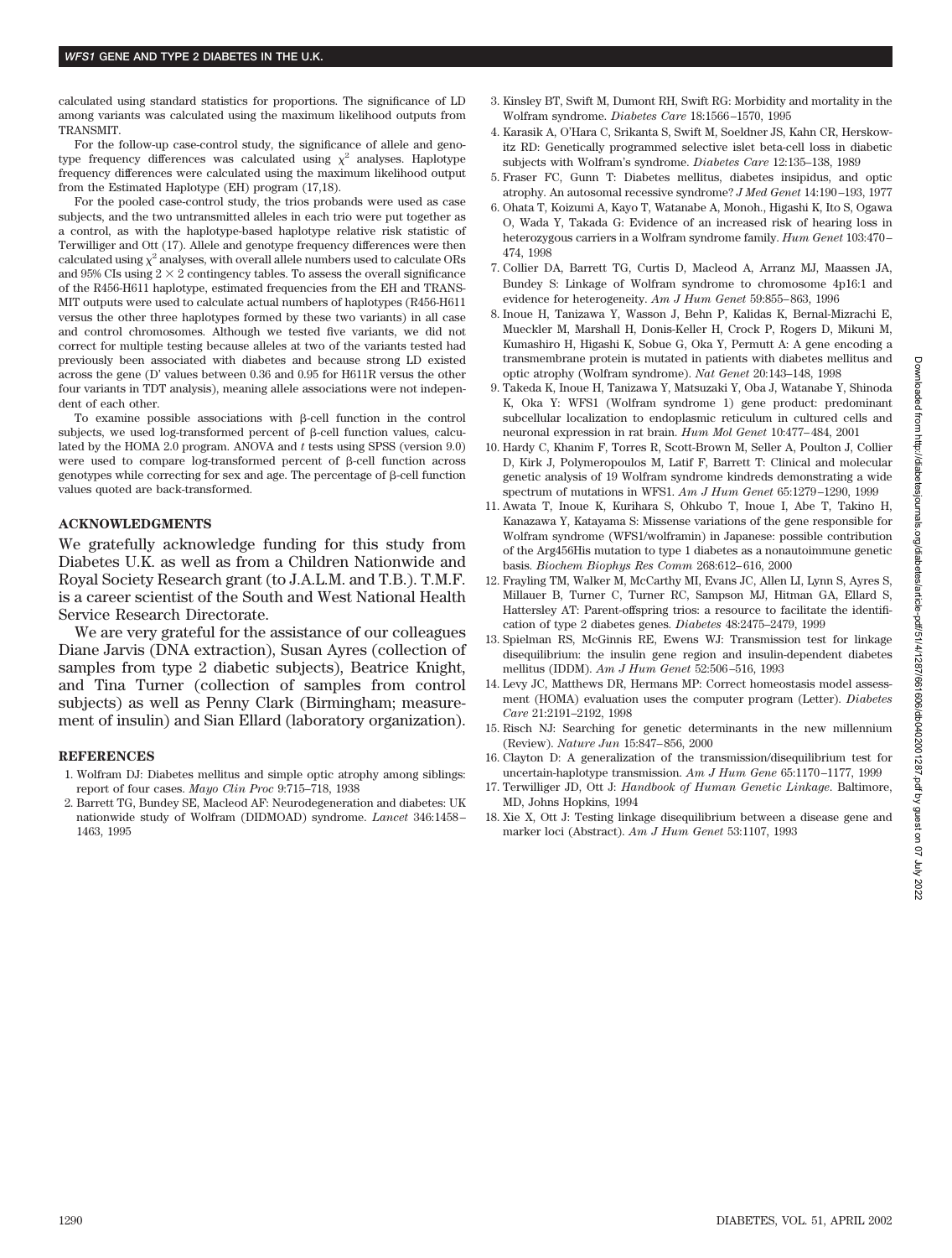calculated using standard statistics for proportions. The significance of LD among variants was calculated using the maximum likelihood outputs from TRANSMIT.

For the follow-up case-control study, the significance of allele and genotype frequency differences was calculated using $\chi^2$ analyses. Haplotype frequency differences were calculated using the maximum likelihood output from the Estimated Haplotype (EH) program (17,18).

For the pooled case-control study, the trios probands were used as case subjects, and the two untransmitted alleles in each trio were put together as a control, as with the haplotype-based haplotype relative risk statistic of Terwilliger and Ott (17). Allele and genotype frequency differences were then calculated using $\chi^2$ analyses, with overall allele numbers used to calculate ORs and 95% CIs using $2 \times 2$ contingency tables. To assess the overall significance of the R456-H611 haplotype, estimated frequencies from the EH and TRANSMIT outputs were used to calculate actual numbers of haplotypes (R456-H611 versus the other three haplotypes formed by these two variants) in all case and control chromosomes. Although we tested five variants, we did not correct for multiple testing because alleles at two of the variants tested had previously been associated with diabetes and because strong LD existed across the gene (D' values between 0.36 and 0.95 for H611R versus the other four variants in TDT analysis), meaning allele associations were not independent of each other.

To examine possible associations with β-cell function in the control subjects, we used log-transformed percent of β-cell function values, calculated by the HOMA 2.0 program. ANOVA and *t* tests using SPSS (version 9.0) were used to compare log-transformed percent of β-cell function across genotypes while correcting for sex and age. The percentage of β-cell function values quoted are back-transformed.

## ACKNOWLEDGMENTS

We gratefully acknowledge funding for this study from Diabetes U.K. as well as from a Children Nationwide and Royal Society Research grant (to J.A.L.M. and T.B.). T.M.F. is a career scientist of the South and West National Health Service Research Directorate.

We are very grateful for the assistance of our colleagues Diane Jarvis (DNA extraction), Susan Ayres (collection of samples from type 2 diabetic subjects), Beatrice Knight, and Tina Turner (collection of samples from control subjects) as well as Penny Clark (Birmingham; measurement of insulin) and Sian Ellard (laboratory organization).

## REFERENCES

1. Wolfram DJ: Diabetes mellitus and simple optic atrophy among siblings: report of four cases. *Mayo Clin Proc* 9:715–718, 1938
2. Barrett TG, Bundey SE, Macleod AF: Neurodegeneration and diabetes: UK nationwide study of Wolfram (DIDMOAD) syndrome. *Lancet* 346:1458–1463, 1995
3. Kinsley BT, Swift M, Dumont RH, Swift RG: Morbidity and mortality in the Wolfram syndrome. *Diabetes Care* 18:1566–1570, 1995
4. Karasik A, O'Hara C, Srikanta S, Swift M, Soeldner JS, Kahn CR, Herskowitz RD: Genetically programmed selective islet beta-cell loss in diabetic subjects with Wolfram's syndrome. *Diabetes Care* 12:135–138, 1989
5. Fraser FC, Gunn T: Diabetes mellitus, diabetes insipidus, and optic atrophy. An autosomal recessive syndrome? *J Med Genet* 14:190–193, 1977
6. Ohata T, Koizumi A, Kayo T, Watanabe A, Monoh., Higashi K, Ito S, Ogawa O, Wada Y, Takada G: Evidence of an increased risk of hearing loss in heterozygous carriers in a Wolfram syndrome family. *Hum Genet* 103:470–474, 1998
7. Collier DA, Barrett TG, Curtis D, Macleod A, Arranz MJ, Maassen JA, Bundey S: Linkage of Wolfram syndrome to chromosome 4p16:1 and evidence for heterogeneity. *Am J Hum Genet* 59:855–863, 1996
8. Inoue H, Tanizawa Y, Wasson J, Behn P, Kalidas K, Bernal-Mizrachi E, Mueckler M, Marshall H, Donis-Keller H, Crock P, Rogers D, Mikuni M, Kumashiro H, Higashi K, Sobue G, Oka Y, Permutt A: A gene encoding a transmembrane protein is mutated in patients with diabetes mellitus and optic atrophy (Wolfram syndrome). *Nat Genet* 20:143–148, 1998
9. Takeda K, Inoue H, Tanizawa Y, Matsuzaki Y, Oba J, Watanabe Y, Shinoda K, Oka Y: WFS1 (Wolfram syndrome 1) gene product: predominant subcellular localization to endoplasmic reticulum in cultured cells and neuronal expression in rat brain. *Hum Mol Genet* 10:477–484, 2001
10. Hardy C, Khanim F, Torres R, Scott-Brown M, Seller A, Poulton J, Collier D, Kirk J, Polymeropoulos M, Latif F, Barrett T: Clinical and molecular genetic analysis of 19 Wolfram syndrome kindreds demonstrating a wide spectrum of mutations in WFS1. *Am J Hum Genet* 65:1279–1290, 1999
11. Awata T, Inoue K, Kurihara S, Ohkubo T, Inoue I, Abe T, Takino H, Kanazawa Y, Katayama S: Missense variations of the gene responsible for Wolfram syndrome (WFS1/wolframin) in Japanese: possible contribution of the Arg456His mutation to type 1 diabetes as a nonautoimmune genetic basis. *Biochem Biophys Res Comm* 268:612–616, 2000
12. Frayling TM, Walker M, McCarthy MI, Evans JC, Allen LI, Lynn S, Ayres S, Millauer B, Turner C, Turner RC, Sampson MJ, Hitman GA, Ellard S, Hattersley AT: Parent-offspring trios: a resource to facilitate the identification of type 2 diabetes genes. *Diabetes* 48:2475–2479, 1999
13. Spielman RS, McGinnis RE, Ewens WJ: Transmission test for linkage disequilibrium: the insulin gene region and insulin-dependent diabetes mellitus (IDDM). *Am J Hum Genet* 52:506–516, 1993
14. Levy JC, Matthews DR, Hermans MP: Correct homeostasis model assessment (HOMA) evaluation uses the computer program (Letter). *Diabetes Care* 21:2191–2192, 1998
15. Risch NJ: Searching for genetic determinants in the new millennium (Review). *Nature Jun* 15:847–856, 2000
16. Clayton D: A generalization of the transmission/disequilibrium test for uncertain-haplotype transmission. *Am J Hum Gene* 65:1170–1177, 1999
17. Terwilliger JD, Ott J: *Handbook of Human Genetic Linkage*. Baltimore, MD, Johns Hopkins, 1994
18. Xie X, Ott J: Testing linkage disequilibrium between a disease gene and marker loci (Abstract). *Am J Hum Genet* 53:1107, 1993